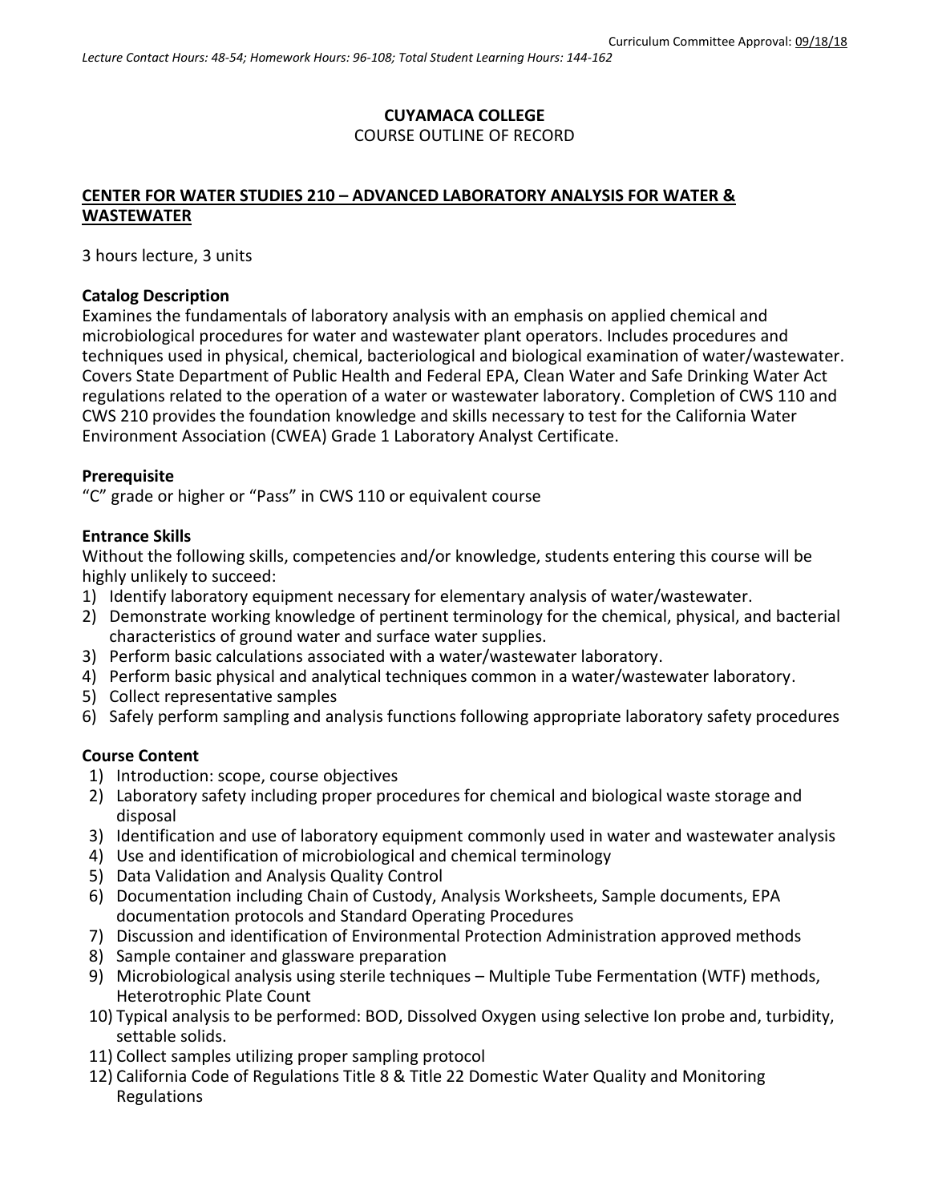Curriculum Committee Approval: 09/18/18

*Lecture Contact Hours: 48-54; Homework Hours: 96-108; Total Student Learning Hours: 144-162*

**CUYAMACA COLLEGE**

COURSE OUTLINE OF RECORD

**CENTER FOR WATER STUDIES 210 – ADVANCED LABORATORY ANALYSIS FOR WATER & WASTEWATER**

3 hours lecture, 3 units

**Catalog Description**

Examines the fundamentals of laboratory analysis with an emphasis on applied chemical and microbiological procedures for water and wastewater plant operators. Includes procedures and techniques used in physical, chemical, bacteriological and biological examination of water/wastewater. Covers State Department of Public Health and Federal EPA, Clean Water and Safe Drinking Water Act regulations related to the operation of a water or wastewater laboratory. Completion of CWS 110 and CWS 210 provides the foundation knowledge and skills necessary to test for the California Water Environment Association (CWEA) Grade 1 Laboratory Analyst Certificate.

**Prerequisite**

"C" grade or higher or "Pass" in CWS 110 or equivalent course

**Entrance Skills**

Without the following skills, competencies and/or knowledge, students entering this course will be highly unlikely to succeed:

1) Identify laboratory equipment necessary for elementary analysis of water/wastewater.
2) Demonstrate working knowledge of pertinent terminology for the chemical, physical, and bacterial characteristics of ground water and surface water supplies.
3) Perform basic calculations associated with a water/wastewater laboratory.
4) Perform basic physical and analytical techniques common in a water/wastewater laboratory.
5) Collect representative samples
6) Safely perform sampling and analysis functions following appropriate laboratory safety procedures

**Course Content**

1) Introduction: scope, course objectives
2) Laboratory safety including proper procedures for chemical and biological waste storage and disposal
3) Identification and use of laboratory equipment commonly used in water and wastewater analysis
4) Use and identification of microbiological and chemical terminology
5) Data Validation and Analysis Quality Control
6) Documentation including Chain of Custody, Analysis Worksheets, Sample documents, EPA documentation protocols and Standard Operating Procedures
7) Discussion and identification of Environmental Protection Administration approved methods
8) Sample container and glassware preparation
9) Microbiological analysis using sterile techniques – Multiple Tube Fermentation (WTF) methods, Heterotrophic Plate Count
10) Typical analysis to be performed: BOD, Dissolved Oxygen using selective Ion probe and, turbidity, settable solids.
11) Collect samples utilizing proper sampling protocol
12) California Code of Regulations Title 8 & Title 22 Domestic Water Quality and Monitoring Regulations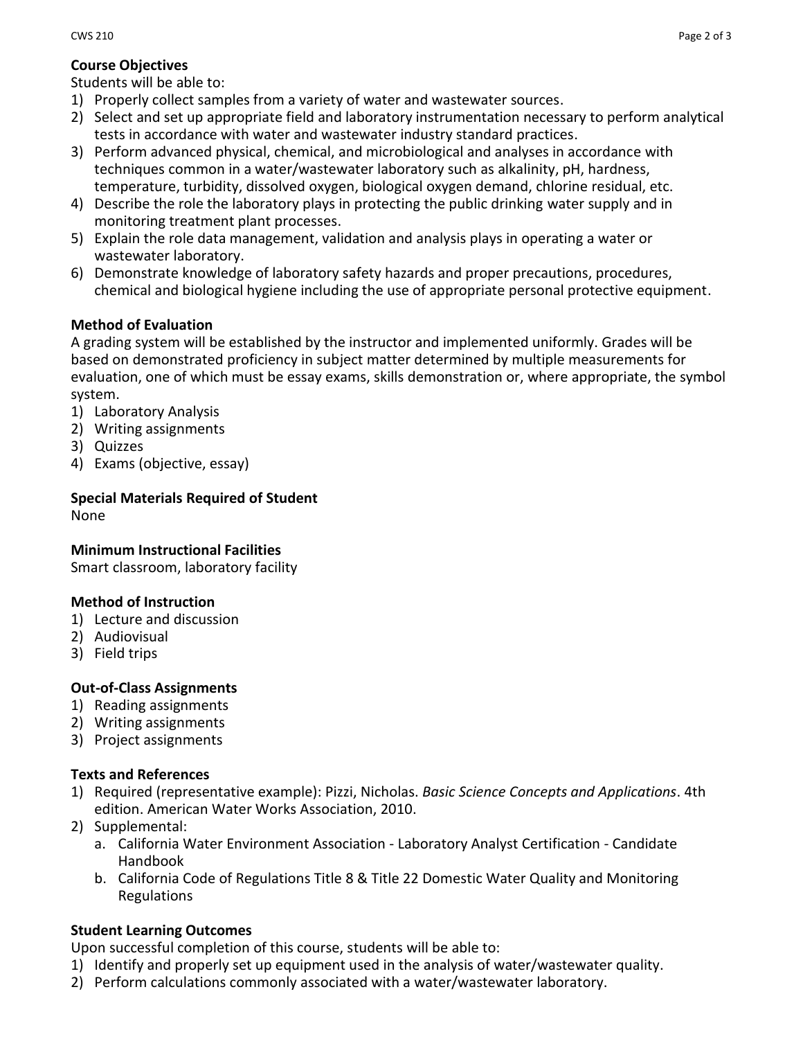## Course Objectives

Students will be able to:

1) Properly collect samples from a variety of water and wastewater sources.
2) Select and set up appropriate field and laboratory instrumentation necessary to perform analytical tests in accordance with water and wastewater industry standard practices.
3) Perform advanced physical, chemical, and microbiological and analyses in accordance with techniques common in a water/wastewater laboratory such as alkalinity, pH, hardness, temperature, turbidity, dissolved oxygen, biological oxygen demand, chlorine residual, etc.
4) Describe the role the laboratory plays in protecting the public drinking water supply and in monitoring treatment plant processes.
5) Explain the role data management, validation and analysis plays in operating a water or wastewater laboratory.
6) Demonstrate knowledge of laboratory safety hazards and proper precautions, procedures, chemical and biological hygiene including the use of appropriate personal protective equipment.

## Method of Evaluation

A grading system will be established by the instructor and implemented uniformly. Grades will be based on demonstrated proficiency in subject matter determined by multiple measurements for evaluation, one of which must be essay exams, skills demonstration or, where appropriate, the symbol system.

1) Laboratory Analysis
2) Writing assignments
3) Quizzes
4) Exams (objective, essay)

## Special Materials Required of Student

None

## Minimum Instructional Facilities

Smart classroom, laboratory facility

## Method of Instruction

1) Lecture and discussion
2) Audiovisual
3) Field trips

## Out-of-Class Assignments

1) Reading assignments
2) Writing assignments
3) Project assignments

## Texts and References

1) Required (representative example): Pizzi, Nicholas. *Basic Science Concepts and Applications*. 4th edition. American Water Works Association, 2010.
2) Supplemental:
   a. California Water Environment Association - Laboratory Analyst Certification - Candidate Handbook
   b. California Code of Regulations Title 8 & Title 22 Domestic Water Quality and Monitoring Regulations

## Student Learning Outcomes

Upon successful completion of this course, students will be able to:

1) Identify and properly set up equipment used in the analysis of water/wastewater quality.
2) Perform calculations commonly associated with a water/wastewater laboratory.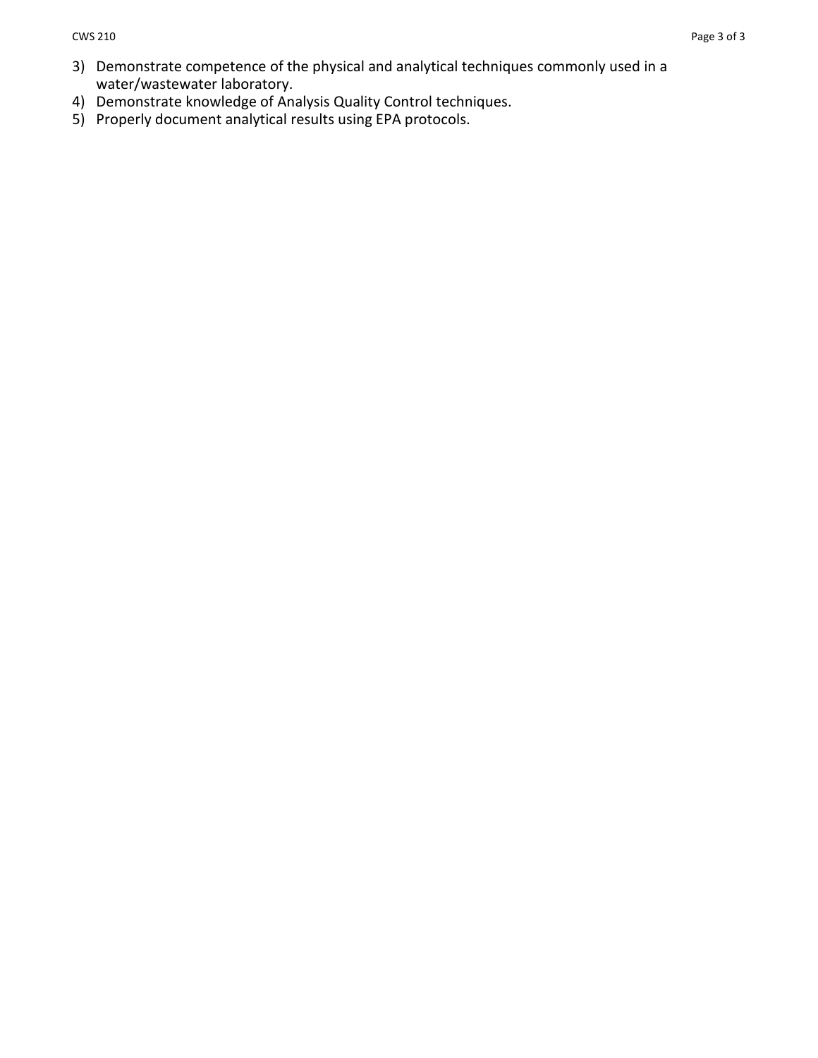3) Demonstrate competence of the physical and analytical techniques commonly used in a water/wastewater laboratory.
4) Demonstrate knowledge of Analysis Quality Control techniques.
5) Properly document analytical results using EPA protocols.